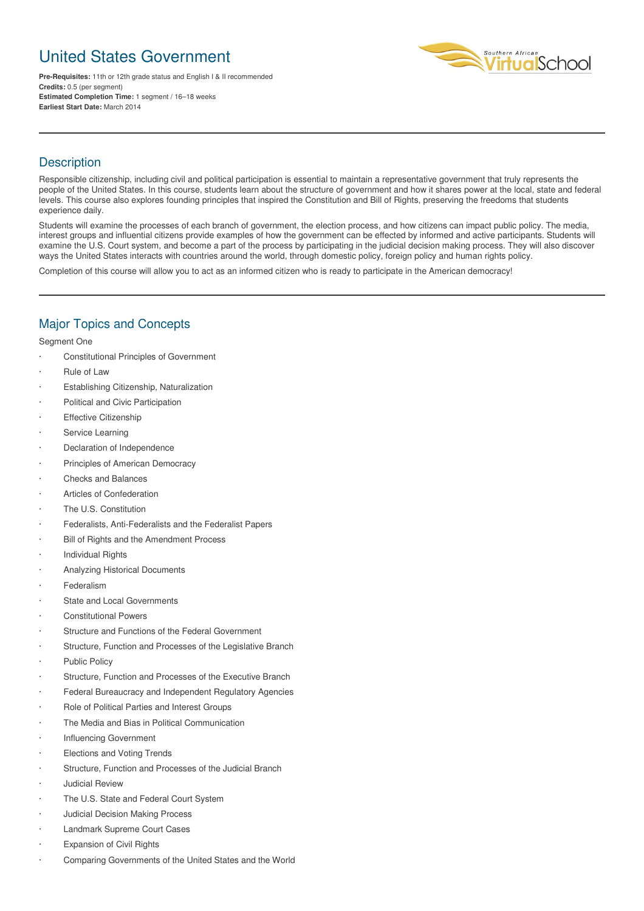# United States Government

**Pre-Requisites:** 11th or 12th grade status and English I & II recommended
**Credits:** 0.5 (per segment)
**Estimated Completion Time:** 1 segment / 16–18 weeks
**Earliest Start Date:** March 2014

---

## Description

Responsible citizenship, including civil and political participation is essential to maintain a representative government that truly represents the people of the United States. In this course, students learn about the structure of government and how it shares power at the local, state and federal levels. This course also explores founding principles that inspired the Constitution and Bill of Rights, preserving the freedoms that students experience daily.

Students will examine the processes of each branch of government, the election process, and how citizens can impact public policy. The media, interest groups and influential citizens provide examples of how the government can be effected by informed and active participants. Students will examine the U.S. Court system, and become a part of the process by participating in the judicial decision making process. They will also discover ways the United States interacts with countries around the world, through domestic policy, foreign policy and human rights policy.

Completion of this course will allow you to act as an informed citizen who is ready to participate in the American democracy!

---

## Major Topics and Concepts

Segment One

- Constitutional Principles of Government
- Rule of Law
- Establishing Citizenship, Naturalization
- Political and Civic Participation
- Effective Citizenship
- Service Learning
- Declaration of Independence
- Principles of American Democracy
- Checks and Balances
- Articles of Confederation
- The U.S. Constitution
- Federalists, Anti-Federalists and the Federalist Papers
- Bill of Rights and the Amendment Process
- Individual Rights
- Analyzing Historical Documents
- Federalism
- State and Local Governments
- Constitutional Powers
- Structure and Functions of the Federal Government
- Structure, Function and Processes of the Legislative Branch
- Public Policy
- Structure, Function and Processes of the Executive Branch
- Federal Bureaucracy and Independent Regulatory Agencies
- Role of Political Parties and Interest Groups
- The Media and Bias in Political Communication
- Influencing Government
- Elections and Voting Trends
- Structure, Function and Processes of the Judicial Branch
- Judicial Review
- The U.S. State and Federal Court System
- Judicial Decision Making Process
- Landmark Supreme Court Cases
- Expansion of Civil Rights
- Comparing Governments of the United States and the World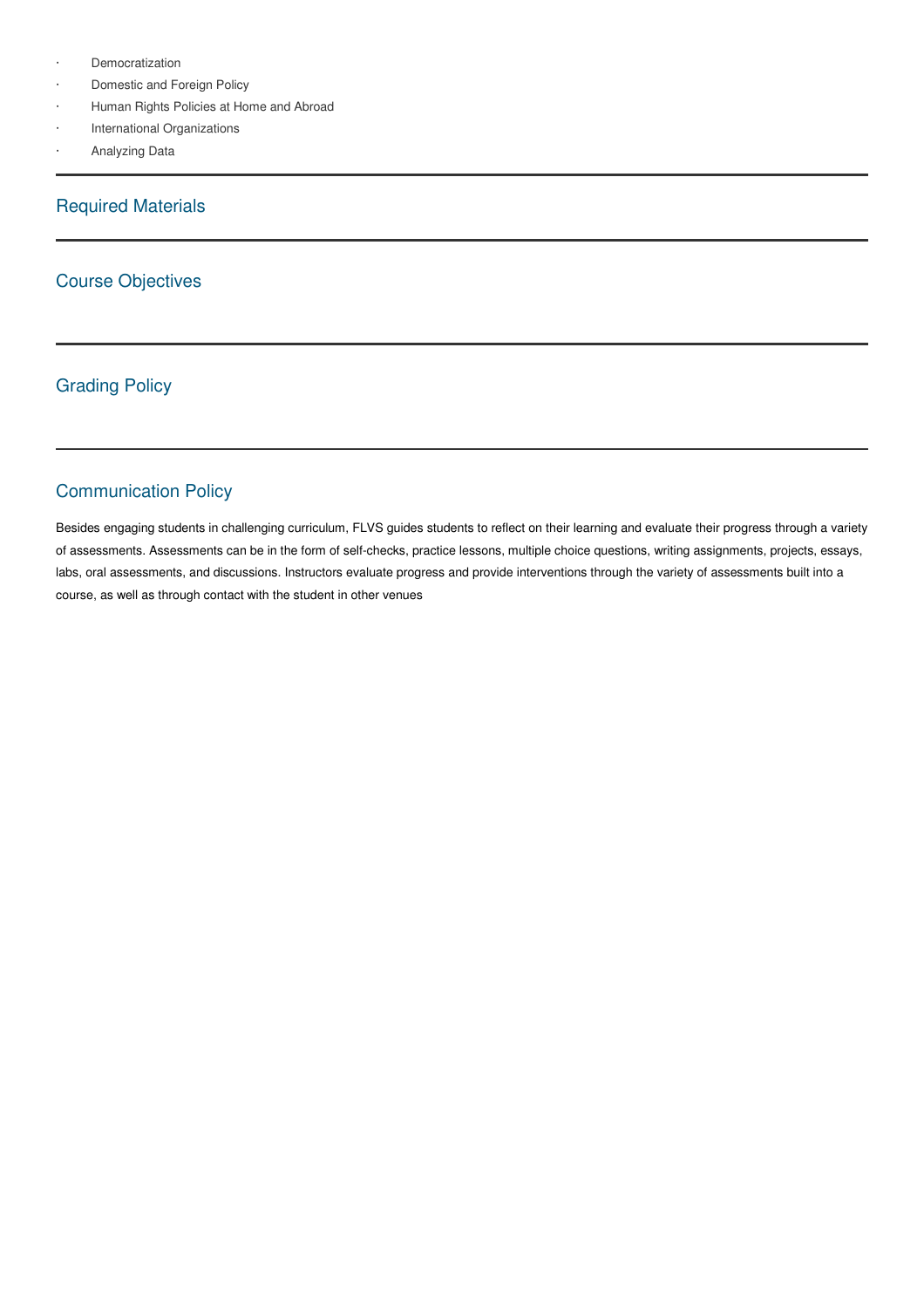- Democratization
- Domestic and Foreign Policy
- Human Rights Policies at Home and Abroad
- International Organizations
- Analyzing Data

## Required Materials

## Course Objectives

## Grading Policy

## Communication Policy

Besides engaging students in challenging curriculum, FLVS guides students to reflect on their learning and evaluate their progress through a variety of assessments. Assessments can be in the form of self-checks, practice lessons, multiple choice questions, writing assignments, projects, essays, labs, oral assessments, and discussions. Instructors evaluate progress and provide interventions through the variety of assessments built into a course, as well as through contact with the student in other venues